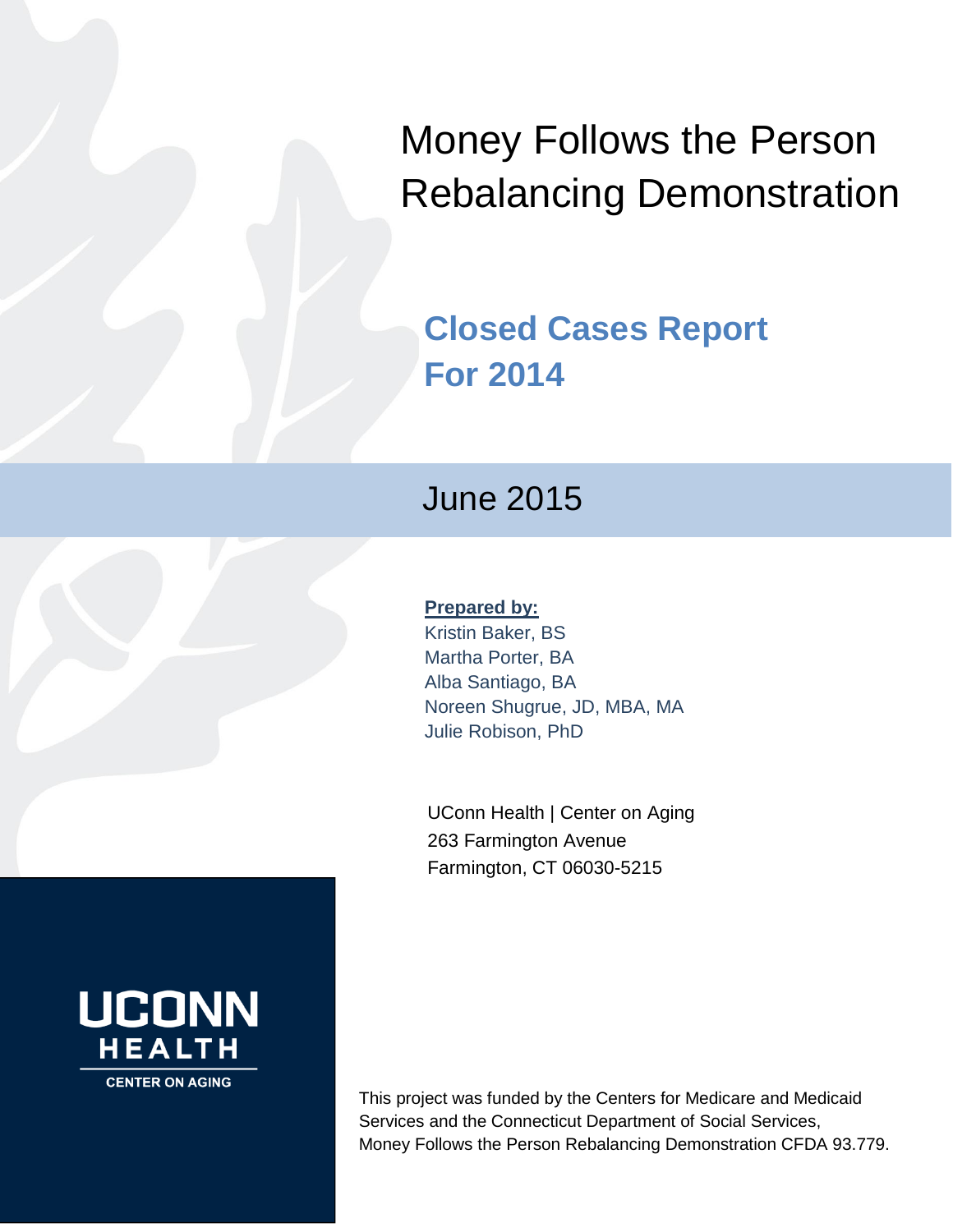# Money Follows the Person Rebalancing Demonstration

## Closed Cases Report For 2014

June 2015

**Prepared by:**

Kristin Baker, BS
Martha Porter, BA
Alba Santiago, BA
Noreen Shugrue, JD, MBA, MA
Julie Robison, PhD

UConn Health | Center on Aging
263 Farmington Avenue
Farmington, CT 06030-5215

UCONN HEALTH
CENTER ON AGING

This project was funded by the Centers for Medicare and Medicaid Services and the Connecticut Department of Social Services, Money Follows the Person Rebalancing Demonstration CFDA 93.779.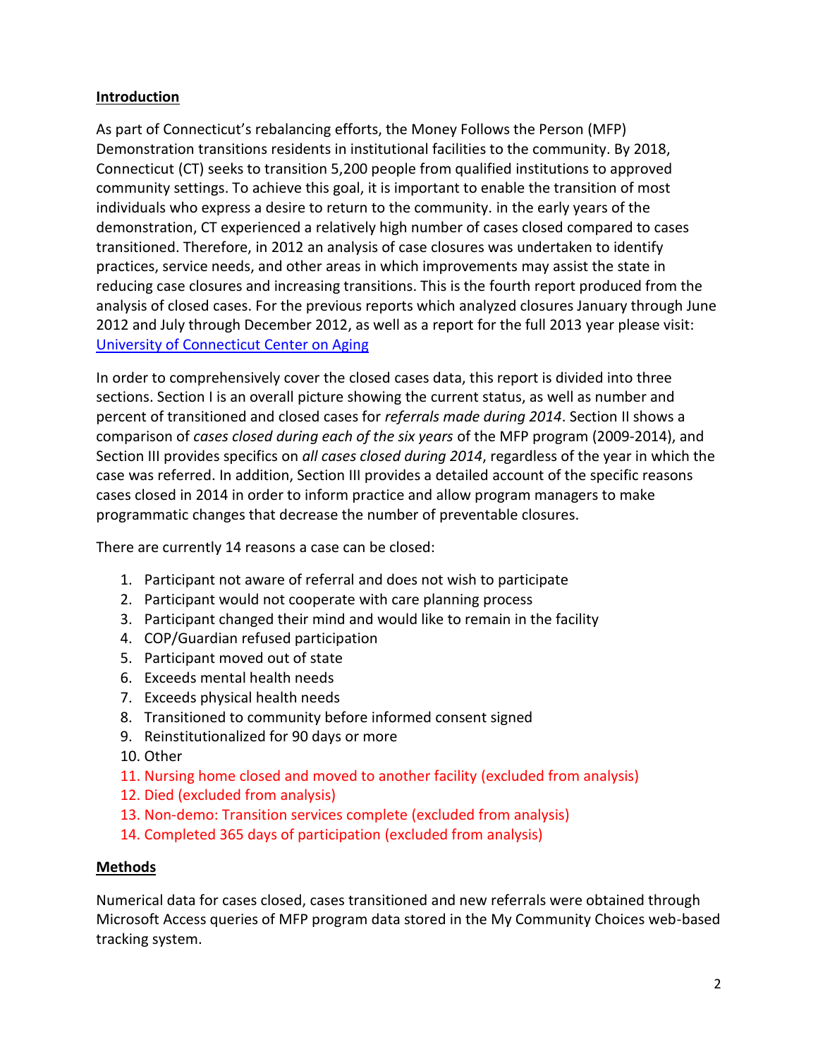## Introduction

As part of Connecticut's rebalancing efforts, the Money Follows the Person (MFP) Demonstration transitions residents in institutional facilities to the community. By 2018, Connecticut (CT) seeks to transition 5,200 people from qualified institutions to approved community settings. To achieve this goal, it is important to enable the transition of most individuals who express a desire to return to the community. in the early years of the demonstration, CT experienced a relatively high number of cases closed compared to cases transitioned. Therefore, in 2012 an analysis of case closures was undertaken to identify practices, service needs, and other areas in which improvements may assist the state in reducing case closures and increasing transitions. This is the fourth report produced from the analysis of closed cases. For the previous reports which analyzed closures January through June 2012 and July through December 2012, as well as a report for the full 2013 year please visit: [University of Connecticut Center on Aging](University of Connecticut Center on Aging)

In order to comprehensively cover the closed cases data, this report is divided into three sections. Section I is an overall picture showing the current status, as well as number and percent of transitioned and closed cases for *referrals made during 2014*. Section II shows a comparison of *cases closed during each of the six years* of the MFP program (2009-2014), and Section III provides specifics on *all cases closed during 2014*, regardless of the year in which the case was referred. In addition, Section III provides a detailed account of the specific reasons cases closed in 2014 in order to inform practice and allow program managers to make programmatic changes that decrease the number of preventable closures.

There are currently 14 reasons a case can be closed:

1. Participant not aware of referral and does not wish to participate
2. Participant would not cooperate with care planning process
3. Participant changed their mind and would like to remain in the facility
4. COP/Guardian refused participation
5. Participant moved out of state
6. Exceeds mental health needs
7. Exceeds physical health needs
8. Transitioned to community before informed consent signed
9. Reinstitutionalized for 90 days or more
10. Other
11. Nursing home closed and moved to another facility (excluded from analysis)
12. Died (excluded from analysis)
13. Non-demo: Transition services complete (excluded from analysis)
14. Completed 365 days of participation (excluded from analysis)

## Methods

Numerical data for cases closed, cases transitioned and new referrals were obtained through Microsoft Access queries of MFP program data stored in the My Community Choices web-based tracking system.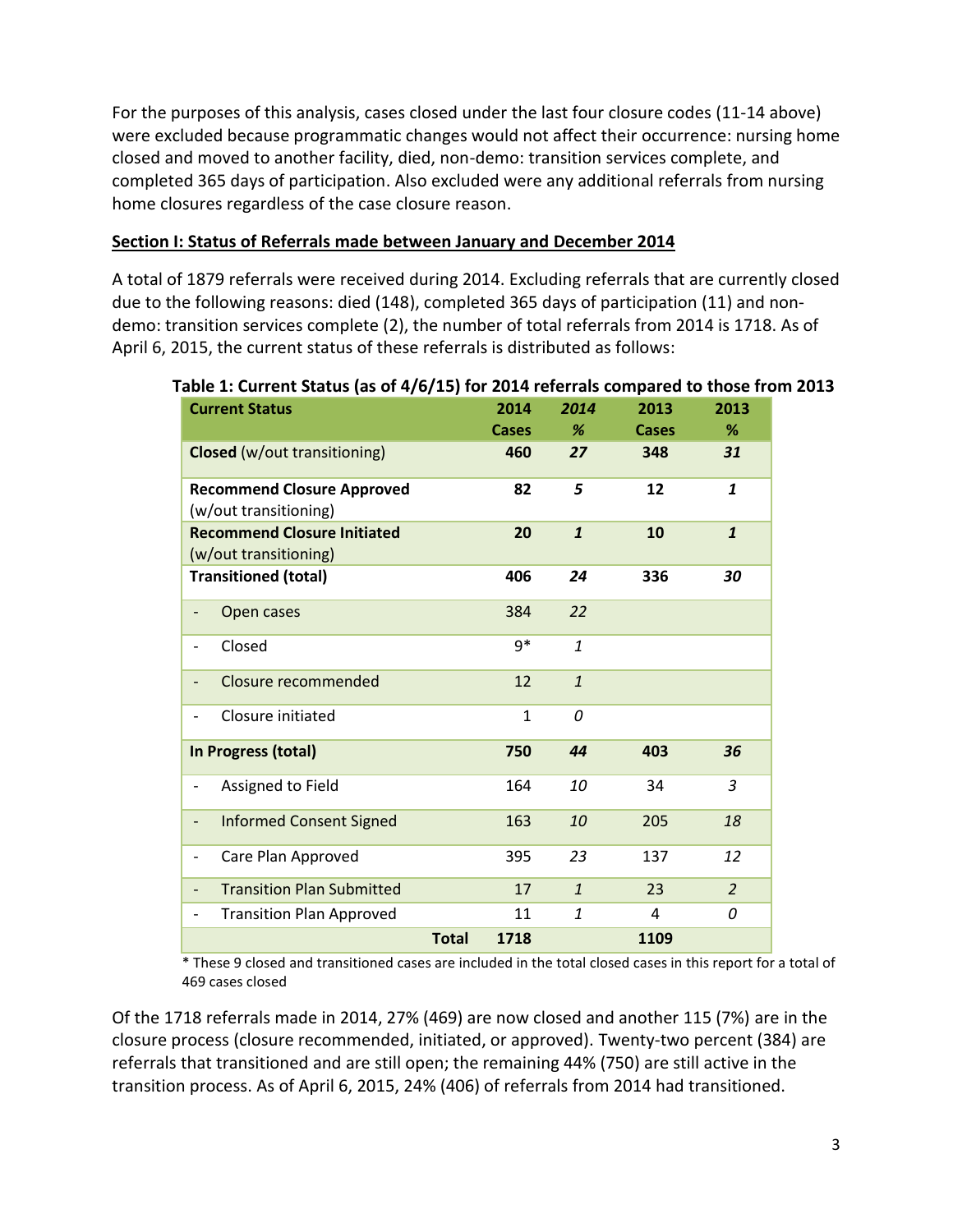For the purposes of this analysis, cases closed under the last four closure codes (11-14 above) were excluded because programmatic changes would not affect their occurrence: nursing home closed and moved to another facility, died, non-demo: transition services complete, and completed 365 days of participation. Also excluded were any additional referrals from nursing home closures regardless of the case closure reason.

**Section I: Status of Referrals made between January and December 2014**

A total of 1879 referrals were received during 2014. Excluding referrals that are currently closed due to the following reasons: died (148), completed 365 days of participation (11) and non-demo: transition services complete (2), the number of total referrals from 2014 is 1718. As of April 6, 2015, the current status of these referrals is distributed as follows:

**Table 1: Current Status (as of 4/6/15) for 2014 referrals compared to those from 2013**

| Current Status | 2014 Cases | *2014 %* | 2013 Cases | 2013 % |
|---|---|---|---|---|
| **Closed** (w/out transitioning) | **460** | ***27*** | **348** | ***31*** |
| **Recommend Closure Approved** (w/out transitioning) | **82** | ***5*** | **12** | ***1*** |
| **Recommend Closure Initiated** (w/out transitioning) | **20** | ***1*** | **10** | ***1*** |
| **Transitioned (total)** | **406** | ***24*** | **336** | ***30*** |
| - Open cases | 384 | *22* | | |
| - Closed | 9* | *1* | | |
| - Closure recommended | 12 | *1* | | |
| - Closure initiated | 1 | *0* | | |
| **In Progress (total)** | **750** | ***44*** | **403** | ***36*** |
| - Assigned to Field | 164 | *10* | 34 | *3* |
| - Informed Consent Signed | 163 | *10* | 205 | *18* |
| - Care Plan Approved | 395 | *23* | 137 | *12* |
| - Transition Plan Submitted | 17 | *1* | 23 | *2* |
| - Transition Plan Approved | 11 | *1* | 4 | *0* |
| **Total** | **1718** | | **1109** | |

\* These 9 closed and transitioned cases are included in the total closed cases in this report for a total of 469 cases closed

Of the 1718 referrals made in 2014, 27% (469) are now closed and another 115 (7%) are in the closure process (closure recommended, initiated, or approved). Twenty-two percent (384) are referrals that transitioned and are still open; the remaining 44% (750) are still active in the transition process. As of April 6, 2015, 24% (406) of referrals from 2014 had transitioned.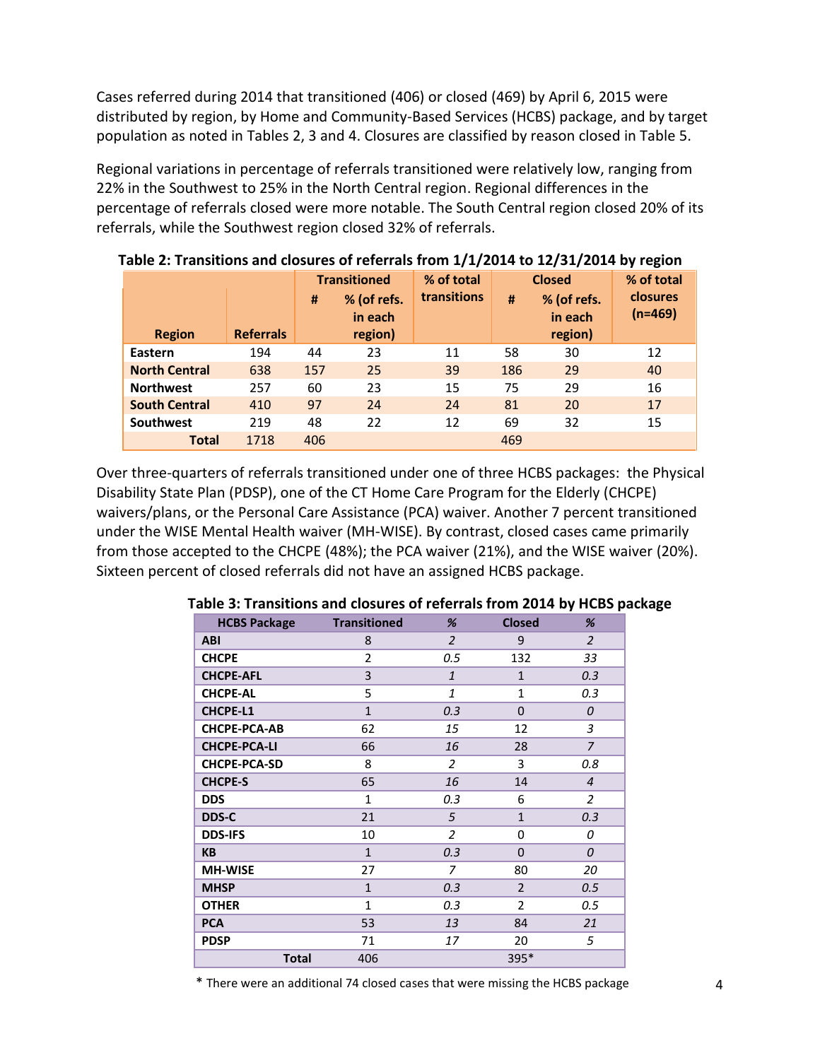Cases referred during 2014 that transitioned (406) or closed (469) by April 6, 2015 were distributed by region, by Home and Community-Based Services (HCBS) package, and by target population as noted in Tables 2, 3 and 4. Closures are classified by reason closed in Table 5.

Regional variations in percentage of referrals transitioned were relatively low, ranging from 22% in the Southwest to 25% in the North Central region. Regional differences in the percentage of referrals closed were more notable. The South Central region closed 20% of its referrals, while the Southwest region closed 32% of referrals.

**Table 2: Transitions and closures of referrals from 1/1/2014 to 12/31/2014 by region**

| Region | Referrals | Transitioned | | % of total transitions | Closed | | % of total closures (n=469) |
|---|---|---|---|---|---|---|---|
| | | # | % (of refs. in each region) | | # | % (of refs. in each region) | |
| Eastern | 194 | 44 | 23 | 11 | 58 | 30 | 12 |
| North Central | 638 | 157 | 25 | 39 | 186 | 29 | 40 |
| Northwest | 257 | 60 | 23 | 15 | 75 | 29 | 16 |
| South Central | 410 | 97 | 24 | 24 | 81 | 20 | 17 |
| Southwest | 219 | 48 | 22 | 12 | 69 | 32 | 15 |
| **Total** | 1718 | 406 | | | 469 | | |

Over three-quarters of referrals transitioned under one of three HCBS packages: the Physical Disability State Plan (PDSP), one of the CT Home Care Program for the Elderly (CHCPE) waivers/plans, or the Personal Care Assistance (PCA) waiver. Another 7 percent transitioned under the WISE Mental Health waiver (MH-WISE). By contrast, closed cases came primarily from those accepted to the CHCPE (48%); the PCA waiver (21%), and the WISE waiver (20%). Sixteen percent of closed referrals did not have an assigned HCBS package.

**Table 3: Transitions and closures of referrals from 2014 by HCBS package**

| HCBS Package | Transitioned | % | Closed | % |
|---|---|---|---|---|
| ABI | 8 | 2 | 9 | 2 |
| CHCPE | 2 | 0.5 | 132 | 33 |
| CHCPE-AFL | 3 | 1 | 1 | 0.3 |
| CHCPE-AL | 5 | 1 | 1 | 0.3 |
| CHCPE-L1 | 1 | 0.3 | 0 | 0 |
| CHCPE-PCA-AB | 62 | 15 | 12 | 3 |
| CHCPE-PCA-LI | 66 | 16 | 28 | 7 |
| CHCPE-PCA-SD | 8 | 2 | 3 | 0.8 |
| CHCPE-S | 65 | 16 | 14 | 4 |
| DDS | 1 | 0.3 | 6 | 2 |
| DDS-C | 21 | 5 | 1 | 0.3 |
| DDS-IFS | 10 | 2 | 0 | 0 |
| KB | 1 | 0.3 | 0 | 0 |
| MH-WISE | 27 | 7 | 80 | 20 |
| MHSP | 1 | 0.3 | 2 | 0.5 |
| OTHER | 1 | 0.3 | 2 | 0.5 |
| PCA | 53 | 13 | 84 | 21 |
| PDSP | 71 | 17 | 20 | 5 |
| **Total** | 406 | | 395* | |

* There were an additional 74 closed cases that were missing the HCBS package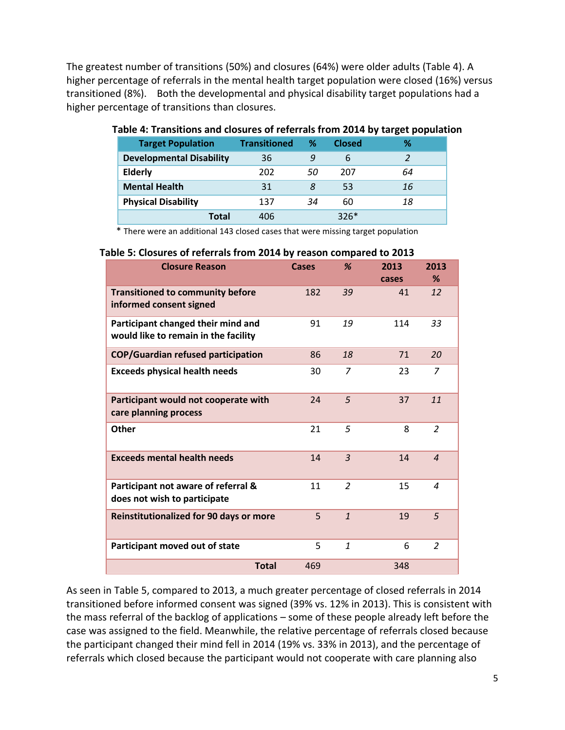The greatest number of transitions (50%) and closures (64%) were older adults (Table 4). A higher percentage of referrals in the mental health target population were closed (16%) versus transitioned (8%). Both the developmental and physical disability target populations had a higher percentage of transitions than closures.

**Table 4: Transitions and closures of referrals from 2014 by target population**

| Target Population | Transitioned | % | Closed | % |
|---|---|---|---|---|
| **Developmental Disability** | 36 | *9* | 6 | *2* |
| **Elderly** | 202 | *50* | 207 | *64* |
| **Mental Health** | 31 | *8* | 53 | *16* |
| **Physical Disability** | 137 | *34* | 60 | *18* |
| **Total** | 406 | | 326* | |

\* There were an additional 143 closed cases that were missing target population

**Table 5: Closures of referrals from 2014 by reason compared to 2013**

| Closure Reason | Cases | % | 2013 cases | 2013 % |
|---|---|---|---|---|
| **Transitioned to community before informed consent signed** | 182 | *39* | 41 | *12* |
| **Participant changed their mind and would like to remain in the facility** | 91 | *19* | 114 | *33* |
| **COP/Guardian refused participation** | 86 | *18* | 71 | *20* |
| **Exceeds physical health needs** | 30 | *7* | 23 | *7* |
| **Participant would not cooperate with care planning process** | 24 | *5* | 37 | *11* |
| **Other** | 21 | *5* | 8 | *2* |
| **Exceeds mental health needs** | 14 | *3* | 14 | *4* |
| **Participant not aware of referral & does not wish to participate** | 11 | *2* | 15 | *4* |
| **Reinstitutionalized for 90 days or more** | 5 | *1* | 19 | *5* |
| **Participant moved out of state** | 5 | *1* | 6 | *2* |
| **Total** | 469 | | 348 | |

As seen in Table 5, compared to 2013, a much greater percentage of closed referrals in 2014 transitioned before informed consent was signed (39% vs. 12% in 2013). This is consistent with the mass referral of the backlog of applications – some of these people already left before the case was assigned to the field. Meanwhile, the relative percentage of referrals closed because the participant changed their mind fell in 2014 (19% vs. 33% in 2013), and the percentage of referrals which closed because the participant would not cooperate with care planning also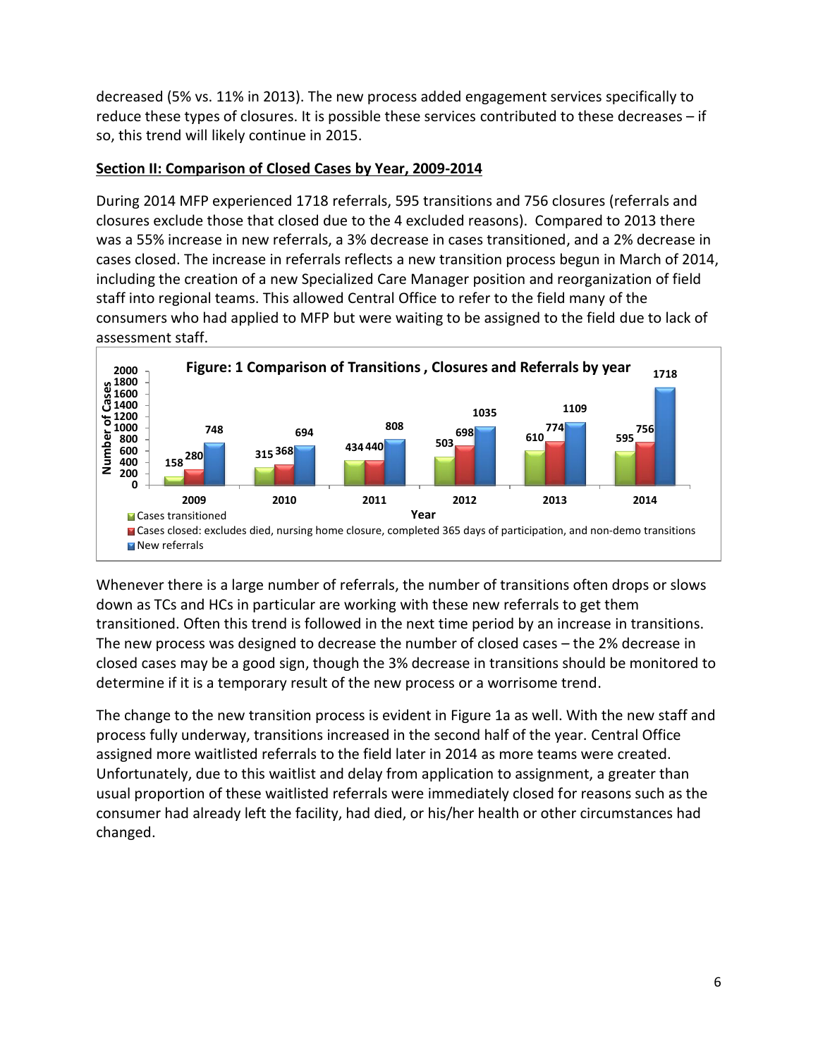decreased (5% vs. 11% in 2013). The new process added engagement services specifically to reduce these types of closures. It is possible these services contributed to these decreases – if so, this trend will likely continue in 2015.

**Section II: Comparison of Closed Cases by Year, 2009-2014**

During 2014 MFP experienced 1718 referrals, 595 transitions and 756 closures (referrals and closures exclude those that closed due to the 4 excluded reasons). Compared to 2013 there was a 55% increase in new referrals, a 3% decrease in cases transitioned, and a 2% decrease in cases closed. The increase in referrals reflects a new transition process begun in March of 2014, including the creation of a new Specialized Care Manager position and reorganization of field staff into regional teams. This allowed Central Office to refer to the field many of the consumers who had applied to MFP but were waiting to be assigned to the field due to lack of assessment staff.

**Figure: 1 Comparison of Transitions , Closures and Referrals by year**

| Year | Cases transitioned | Cases closed: excludes died, nursing home closure, completed 365 days of participation, and non-demo transitions | New referrals |
|---|---|---|---|
| 2009 | 158 | 280 | 748 |
| 2010 | 315 | 368 | 694 |
| 2011 | 434 | 440 | 808 |
| 2012 | 503 | 698 | 1035 |
| 2013 | 610 | 774 | 1109 |
| 2014 | 595 | 756 | 1718 |

Whenever there is a large number of referrals, the number of transitions often drops or slows down as TCs and HCs in particular are working with these new referrals to get them transitioned. Often this trend is followed in the next time period by an increase in transitions. The new process was designed to decrease the number of closed cases – the 2% decrease in closed cases may be a good sign, though the 3% decrease in transitions should be monitored to determine if it is a temporary result of the new process or a worrisome trend.

The change to the new transition process is evident in Figure 1a as well. With the new staff and process fully underway, transitions increased in the second half of the year. Central Office assigned more waitlisted referrals to the field later in 2014 as more teams were created. Unfortunately, due to this waitlist and delay from application to assignment, a greater than usual proportion of these waitlisted referrals were immediately closed for reasons such as the consumer had already left the facility, had died, or his/her health or other circumstances had changed.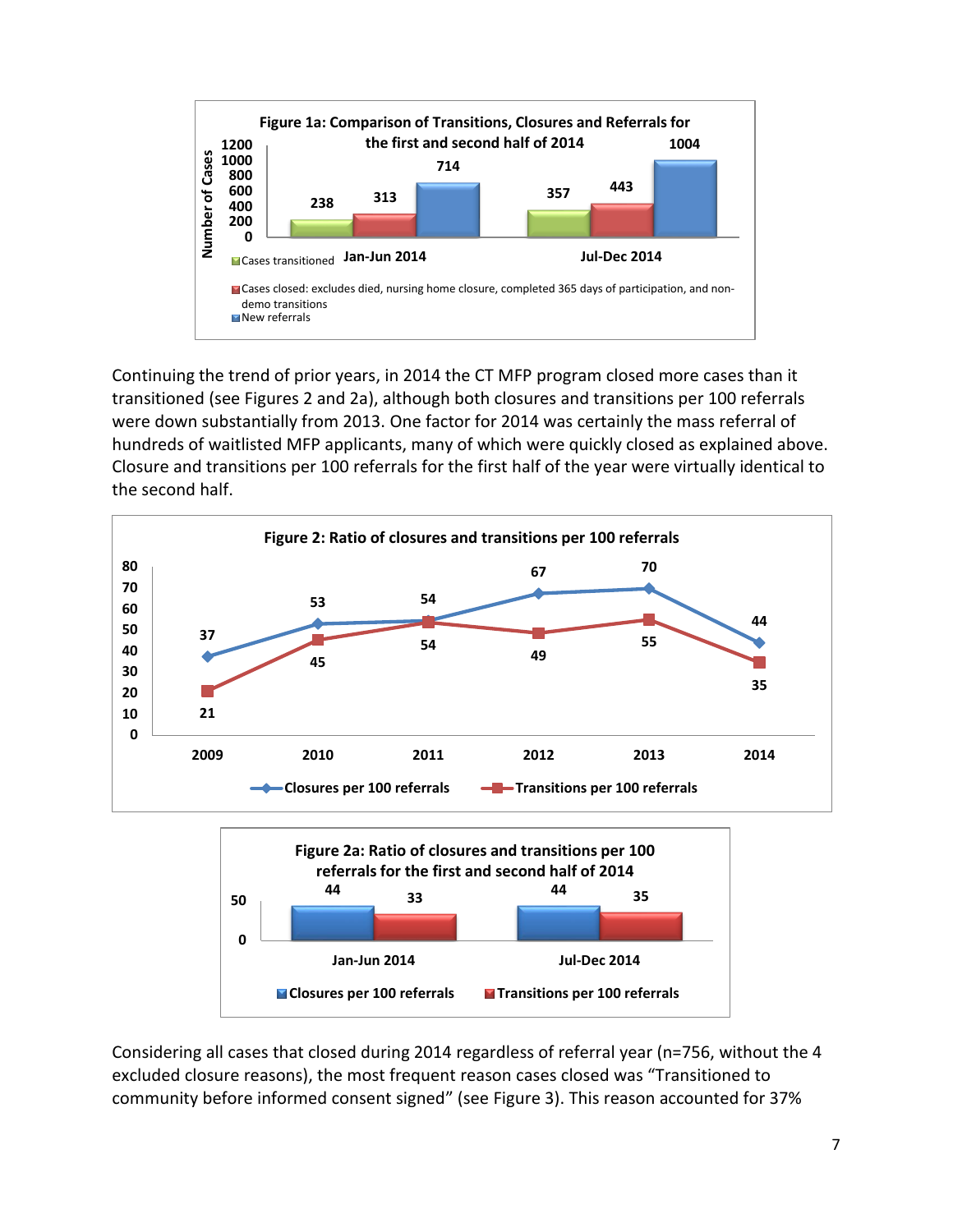**Figure 1a: Comparison of Transitions, Closures and Referrals for the first and second half of 2014**

| | Cases transitioned | Cases closed: excludes died, nursing home closure, completed 365 days of participation, and non-demo transitions | New referrals |
|---|---|---|---|
| Jan-Jun 2014 | 238 | 313 | 714 |
| Jul-Dec 2014 | 357 | 443 | 1004 |

Continuing the trend of prior years, in 2014 the CT MFP program closed more cases than it transitioned (see Figures 2 and 2a), although both closures and transitions per 100 referrals were down substantially from 2013. One factor for 2014 was certainly the mass referral of hundreds of waitlisted MFP applicants, many of which were quickly closed as explained above. Closure and transitions per 100 referrals for the first half of the year were virtually identical to the second half.

**Figure 2: Ratio of closures and transitions per 100 referrals**

| | 2009 | 2010 | 2011 | 2012 | 2013 | 2014 |
|---|---|---|---|---|---|---|
| Closures per 100 referrals | 37 | 53 | 54 | 67 | 70 | 44 |
| Transitions per 100 referrals | 21 | 45 | 54 | 49 | 55 | 35 |

**Figure 2a: Ratio of closures and transitions per 100 referrals for the first and second half of 2014**

| | Closures per 100 referrals | Transitions per 100 referrals |
|---|---|---|
| Jan-Jun 2014 | 44 | 33 |
| Jul-Dec 2014 | 44 | 35 |

Considering all cases that closed during 2014 regardless of referral year (n=756, without the 4 excluded closure reasons), the most frequent reason cases closed was "Transitioned to community before informed consent signed" (see Figure 3). This reason accounted for 37%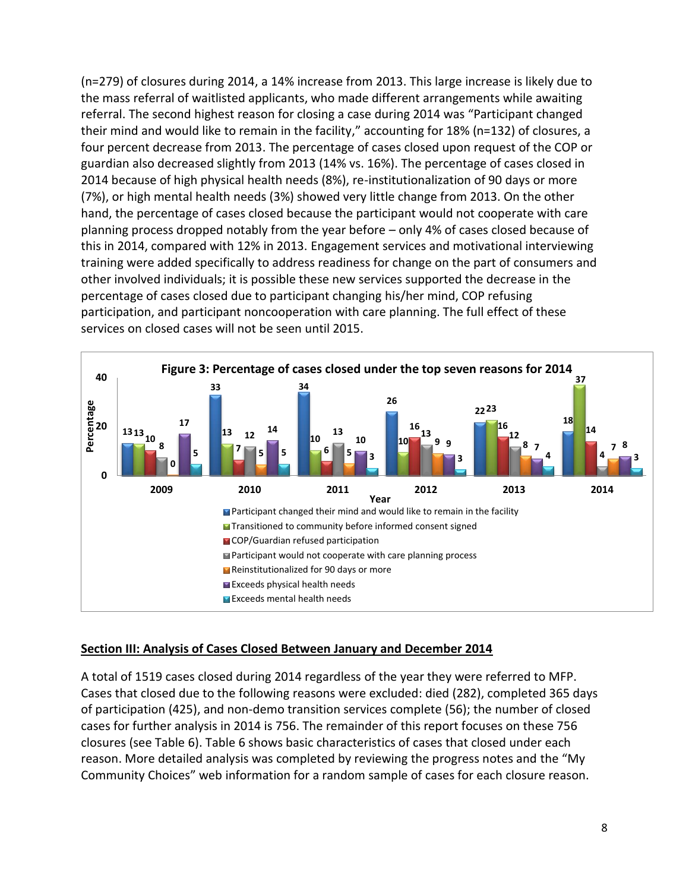(n=279) of closures during 2014, a 14% increase from 2013. This large increase is likely due to the mass referral of waitlisted applicants, who made different arrangements while awaiting referral. The second highest reason for closing a case during 2014 was "Participant changed their mind and would like to remain in the facility," accounting for 18% (n=132) of closures, a four percent decrease from 2013. The percentage of cases closed upon request of the COP or guardian also decreased slightly from 2013 (14% vs. 16%). The percentage of cases closed in 2014 because of high physical health needs (8%), re-institutionalization of 90 days or more (7%), or high mental health needs (3%) showed very little change from 2013. On the other hand, the percentage of cases closed because the participant would not cooperate with care planning process dropped notably from the year before – only 4% of cases closed because of this in 2014, compared with 12% in 2013. Engagement services and motivational interviewing training were added specifically to address readiness for change on the part of consumers and other involved individuals; it is possible these new services supported the decrease in the percentage of cases closed due to participant changing his/her mind, COP refusing participation, and participant noncooperation with care planning. The full effect of these services on closed cases will not be seen until 2015.

**Figure 3: Percentage of cases closed under the top seven reasons for 2014**

| Reason | 2009 | 2010 | 2011 | 2012 | 2013 | 2014 |
|---|---|---|---|---|---|---|
| Participant changed their mind and would like to remain in the facility | 13 | 33 | 34 | 26 | 22 | 18 |
| Transitioned to community before informed consent signed | 13 | 13 | 10 | 10 | 23 | 37 |
| COP/Guardian refused participation | 10 | 7 | 6 | 16 | 16 | 14 |
| Participant would not cooperate with care planning process | 8 | 12 | 13 | 13 | 12 | 4 |
| Reinstitutionalized for 90 days or more | 0 | 5 | 5 | 9 | 8 | 7 |
| Exceeds physical health needs | 17 | 14 | 10 | 9 | 7 | 8 |
| Exceeds mental health needs | 5 | 5 | 3 | 3 | 4 | 3 |

## Section III: Analysis of Cases Closed Between January and December 2014

A total of 1519 cases closed during 2014 regardless of the year they were referred to MFP. Cases that closed due to the following reasons were excluded: died (282), completed 365 days of participation (425), and non-demo transition services complete (56); the number of closed cases for further analysis in 2014 is 756. The remainder of this report focuses on these 756 closures (see Table 6). Table 6 shows basic characteristics of cases that closed under each reason. More detailed analysis was completed by reviewing the progress notes and the "My Community Choices" web information for a random sample of cases for each closure reason.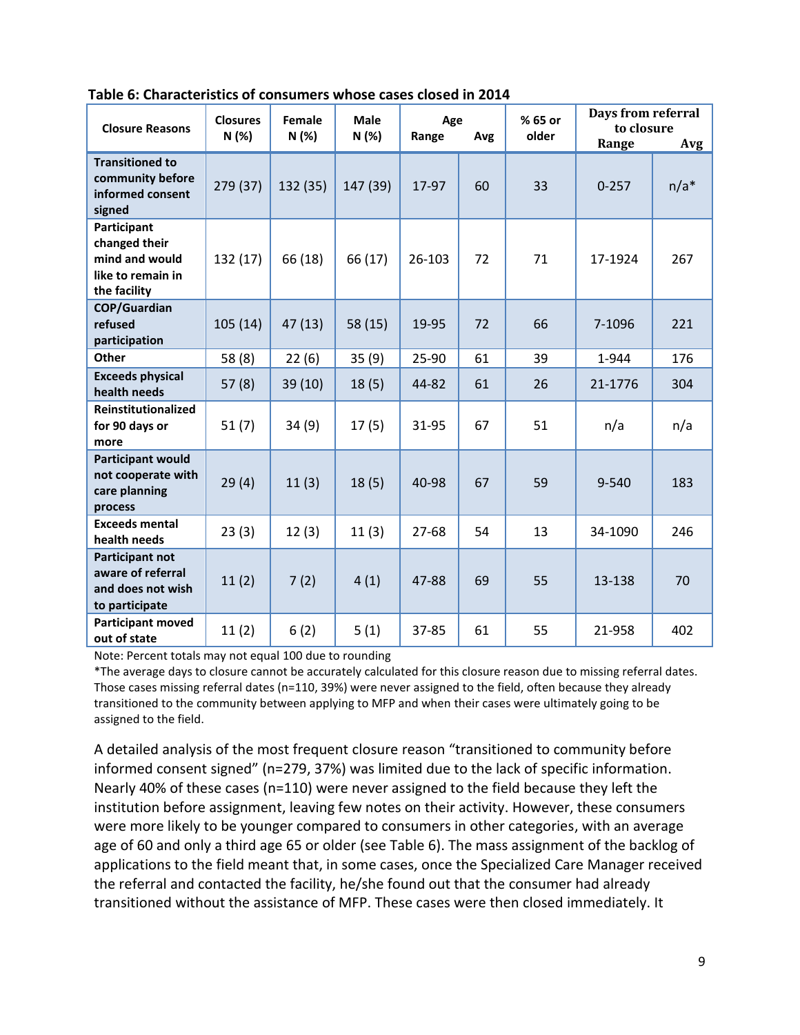**Table 6: Characteristics of consumers whose cases closed in 2014**

| Closure Reasons | Closures N (%) | Female N (%) | Male N (%) | Age | | % 65 or older | Days from referral to closure | |
|---|---|---|---|---|---|---|---|---|
| | | | | Range | Avg | | Range | Avg |
| Transitioned to community before informed consent signed | 279 (37) | 132 (35) | 147 (39) | 17-97 | 60 | 33 | 0-257 | n/a* |
| Participant changed their mind and would like to remain in the facility | 132 (17) | 66 (18) | 66 (17) | 26-103 | 72 | 71 | 17-1924 | 267 |
| COP/Guardian refused participation | 105 (14) | 47 (13) | 58 (15) | 19-95 | 72 | 66 | 7-1096 | 221 |
| Other | 58 (8) | 22 (6) | 35 (9) | 25-90 | 61 | 39 | 1-944 | 176 |
| Exceeds physical health needs | 57 (8) | 39 (10) | 18 (5) | 44-82 | 61 | 26 | 21-1776 | 304 |
| Reinstitutionalized for 90 days or more | 51 (7) | 34 (9) | 17 (5) | 31-95 | 67 | 51 | n/a | n/a |
| Participant would not cooperate with care planning process | 29 (4) | 11 (3) | 18 (5) | 40-98 | 67 | 59 | 9-540 | 183 |
| Exceeds mental health needs | 23 (3) | 12 (3) | 11 (3) | 27-68 | 54 | 13 | 34-1090 | 246 |
| Participant not aware of referral and does not wish to participate | 11 (2) | 7 (2) | 4 (1) | 47-88 | 69 | 55 | 13-138 | 70 |
| Participant moved out of state | 11 (2) | 6 (2) | 5 (1) | 37-85 | 61 | 55 | 21-958 | 402 |

Note: Percent totals may not equal 100 due to rounding

*The average days to closure cannot be accurately calculated for this closure reason due to missing referral dates. Those cases missing referral dates (n=110, 39%) were never assigned to the field, often because they already transitioned to the community between applying to MFP and when their cases were ultimately going to be assigned to the field.

A detailed analysis of the most frequent closure reason "transitioned to community before informed consent signed" (n=279, 37%) was limited due to the lack of specific information. Nearly 40% of these cases (n=110) were never assigned to the field because they left the institution before assignment, leaving few notes on their activity. However, these consumers were more likely to be younger compared to consumers in other categories, with an average age of 60 and only a third age 65 or older (see Table 6). The mass assignment of the backlog of applications to the field meant that, in some cases, once the Specialized Care Manager received the referral and contacted the facility, he/she found out that the consumer had already transitioned without the assistance of MFP. These cases were then closed immediately. It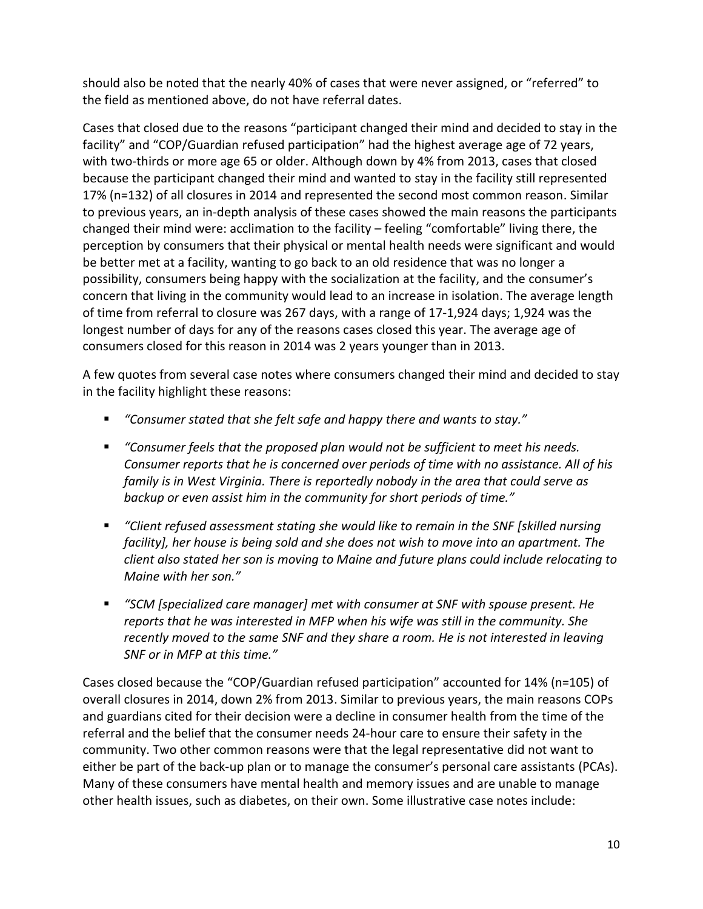should also be noted that the nearly 40% of cases that were never assigned, or "referred" to the field as mentioned above, do not have referral dates.

Cases that closed due to the reasons "participant changed their mind and decided to stay in the facility" and "COP/Guardian refused participation" had the highest average age of 72 years, with two-thirds or more age 65 or older. Although down by 4% from 2013, cases that closed because the participant changed their mind and wanted to stay in the facility still represented 17% (n=132) of all closures in 2014 and represented the second most common reason. Similar to previous years, an in-depth analysis of these cases showed the main reasons the participants changed their mind were: acclimation to the facility – feeling "comfortable" living there, the perception by consumers that their physical or mental health needs were significant and would be better met at a facility, wanting to go back to an old residence that was no longer a possibility, consumers being happy with the socialization at the facility, and the consumer's concern that living in the community would lead to an increase in isolation. The average length of time from referral to closure was 267 days, with a range of 17-1,924 days; 1,924 was the longest number of days for any of the reasons cases closed this year. The average age of consumers closed for this reason in 2014 was 2 years younger than in 2013.

A few quotes from several case notes where consumers changed their mind and decided to stay in the facility highlight these reasons:

- *"Consumer stated that she felt safe and happy there and wants to stay."*
- *"Consumer feels that the proposed plan would not be sufficient to meet his needs. Consumer reports that he is concerned over periods of time with no assistance. All of his family is in West Virginia. There is reportedly nobody in the area that could serve as backup or even assist him in the community for short periods of time."*
- *"Client refused assessment stating she would like to remain in the SNF [skilled nursing facility], her house is being sold and she does not wish to move into an apartment. The client also stated her son is moving to Maine and future plans could include relocating to Maine with her son."*
- *"SCM [specialized care manager] met with consumer at SNF with spouse present. He reports that he was interested in MFP when his wife was still in the community. She recently moved to the same SNF and they share a room. He is not interested in leaving SNF or in MFP at this time."*

Cases closed because the "COP/Guardian refused participation" accounted for 14% (n=105) of overall closures in 2014, down 2% from 2013. Similar to previous years, the main reasons COPs and guardians cited for their decision were a decline in consumer health from the time of the referral and the belief that the consumer needs 24-hour care to ensure their safety in the community. Two other common reasons were that the legal representative did not want to either be part of the back-up plan or to manage the consumer's personal care assistants (PCAs). Many of these consumers have mental health and memory issues and are unable to manage other health issues, such as diabetes, on their own. Some illustrative case notes include: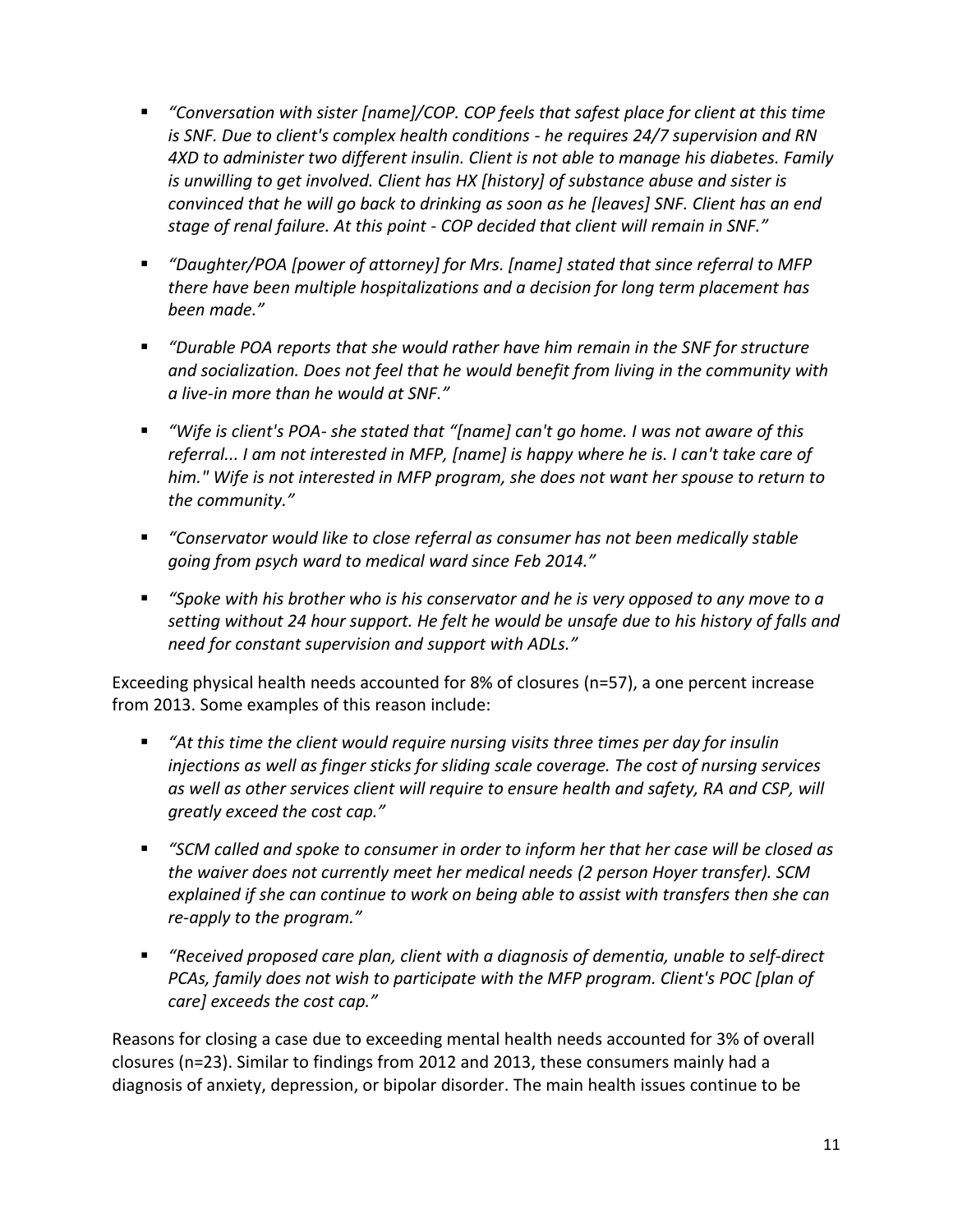- *"Conversation with sister [name]/COP. COP feels that safest place for client at this time is SNF. Due to client's complex health conditions - he requires 24/7 supervision and RN 4XD to administer two different insulin. Client is not able to manage his diabetes. Family is unwilling to get involved. Client has HX [history] of substance abuse and sister is convinced that he will go back to drinking as soon as he [leaves] SNF. Client has an end stage of renal failure. At this point - COP decided that client will remain in SNF."*

- *"Daughter/POA [power of attorney] for Mrs. [name] stated that since referral to MFP there have been multiple hospitalizations and a decision for long term placement has been made."*

- *"Durable POA reports that she would rather have him remain in the SNF for structure and socialization. Does not feel that he would benefit from living in the community with a live-in more than he would at SNF."*

- *"Wife is client's POA- she stated that "[name] can't go home. I was not aware of this referral... I am not interested in MFP, [name] is happy where he is. I can't take care of him." Wife is not interested in MFP program, she does not want her spouse to return to the community."*

- *"Conservator would like to close referral as consumer has not been medically stable going from psych ward to medical ward since Feb 2014."*

- *"Spoke with his brother who is his conservator and he is very opposed to any move to a setting without 24 hour support. He felt he would be unsafe due to his history of falls and need for constant supervision and support with ADLs."*

Exceeding physical health needs accounted for 8% of closures (n=57), a one percent increase from 2013. Some examples of this reason include:

- *"At this time the client would require nursing visits three times per day for insulin injections as well as finger sticks for sliding scale coverage. The cost of nursing services as well as other services client will require to ensure health and safety, RA and CSP, will greatly exceed the cost cap."*

- *"SCM called and spoke to consumer in order to inform her that her case will be closed as the waiver does not currently meet her medical needs (2 person Hoyer transfer). SCM explained if she can continue to work on being able to assist with transfers then she can re-apply to the program."*

- *"Received proposed care plan, client with a diagnosis of dementia, unable to self-direct PCAs, family does not wish to participate with the MFP program. Client's POC [plan of care] exceeds the cost cap."*

Reasons for closing a case due to exceeding mental health needs accounted for 3% of overall closures (n=23). Similar to findings from 2012 and 2013, these consumers mainly had a diagnosis of anxiety, depression, or bipolar disorder. The main health issues continue to be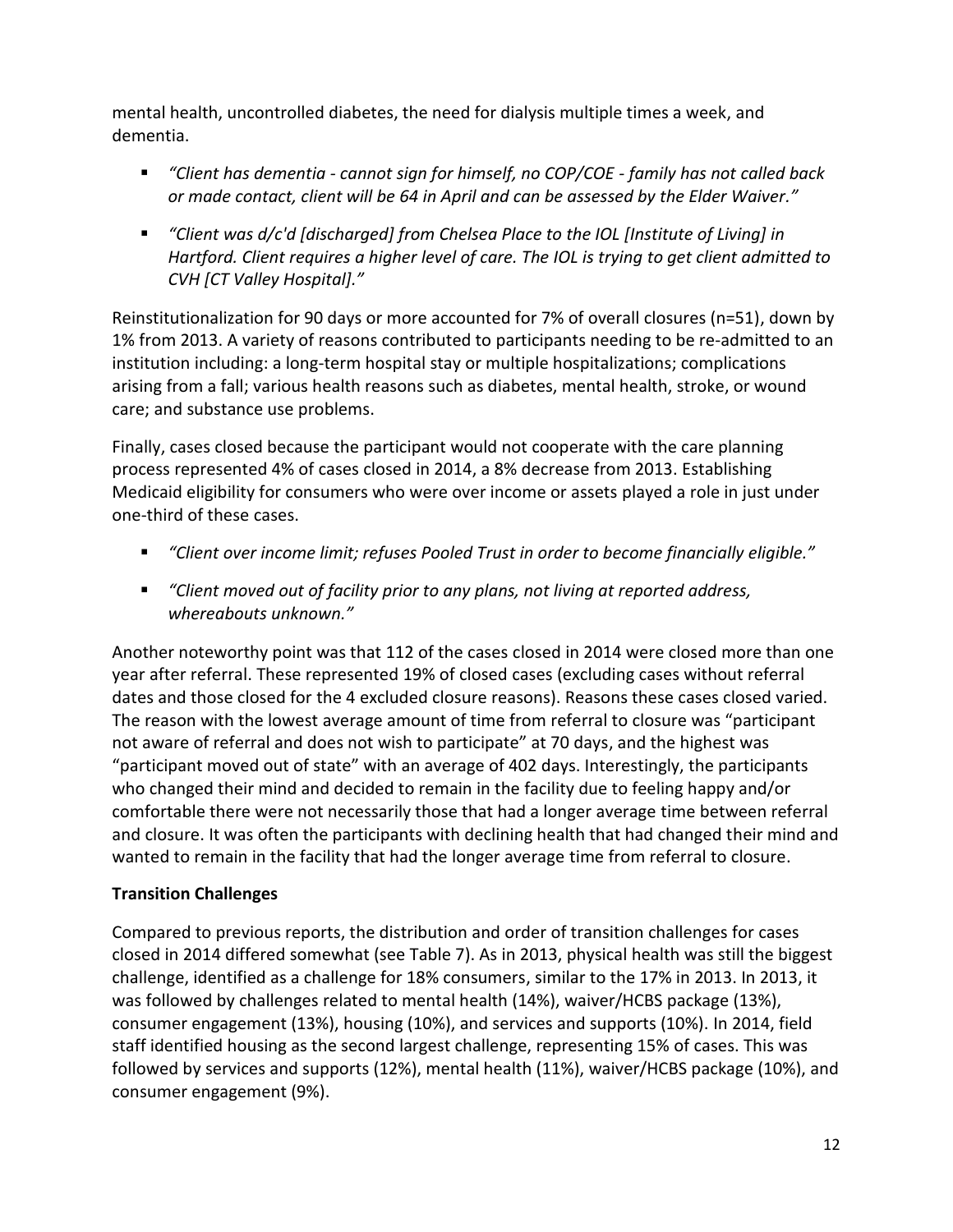mental health, uncontrolled diabetes, the need for dialysis multiple times a week, and dementia.

- *"Client has dementia - cannot sign for himself, no COP/COE - family has not called back or made contact, client will be 64 in April and can be assessed by the Elder Waiver."*
- *"Client was d/c'd [discharged] from Chelsea Place to the IOL [Institute of Living] in Hartford. Client requires a higher level of care. The IOL is trying to get client admitted to CVH [CT Valley Hospital]."*

Reinstitutionalization for 90 days or more accounted for 7% of overall closures (n=51), down by 1% from 2013. A variety of reasons contributed to participants needing to be re-admitted to an institution including: a long-term hospital stay or multiple hospitalizations; complications arising from a fall; various health reasons such as diabetes, mental health, stroke, or wound care; and substance use problems.

Finally, cases closed because the participant would not cooperate with the care planning process represented 4% of cases closed in 2014, a 8% decrease from 2013. Establishing Medicaid eligibility for consumers who were over income or assets played a role in just under one-third of these cases.

- *"Client over income limit; refuses Pooled Trust in order to become financially eligible."*
- *"Client moved out of facility prior to any plans, not living at reported address, whereabouts unknown."*

Another noteworthy point was that 112 of the cases closed in 2014 were closed more than one year after referral. These represented 19% of closed cases (excluding cases without referral dates and those closed for the 4 excluded closure reasons). Reasons these cases closed varied. The reason with the lowest average amount of time from referral to closure was "participant not aware of referral and does not wish to participate" at 70 days, and the highest was "participant moved out of state" with an average of 402 days. Interestingly, the participants who changed their mind and decided to remain in the facility due to feeling happy and/or comfortable there were not necessarily those that had a longer average time between referral and closure. It was often the participants with declining health that had changed their mind and wanted to remain in the facility that had the longer average time from referral to closure.

**Transition Challenges**

Compared to previous reports, the distribution and order of transition challenges for cases closed in 2014 differed somewhat (see Table 7). As in 2013, physical health was still the biggest challenge, identified as a challenge for 18% consumers, similar to the 17% in 2013. In 2013, it was followed by challenges related to mental health (14%), waiver/HCBS package (13%), consumer engagement (13%), housing (10%), and services and supports (10%). In 2014, field staff identified housing as the second largest challenge, representing 15% of cases. This was followed by services and supports (12%), mental health (11%), waiver/HCBS package (10%), and consumer engagement (9%).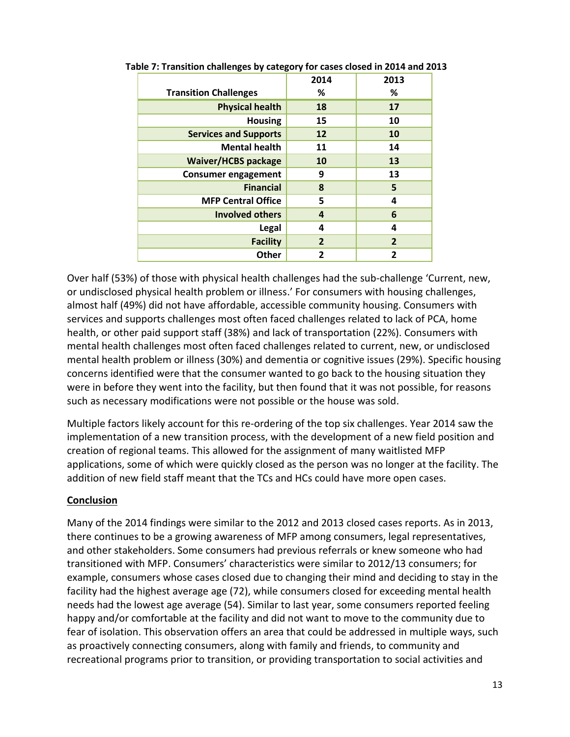**Table 7: Transition challenges by category for cases closed in 2014 and 2013**

| Transition Challenges | 2014 % | 2013 % |
|---|---|---|
| Physical health | 18 | 17 |
| Housing | 15 | 10 |
| Services and Supports | 12 | 10 |
| Mental health | 11 | 14 |
| Waiver/HCBS package | 10 | 13 |
| Consumer engagement | 9 | 13 |
| Financial | 8 | 5 |
| MFP Central Office | 5 | 4 |
| Involved others | 4 | 6 |
| Legal | 4 | 4 |
| Facility | 2 | 2 |
| Other | 2 | 2 |

Over half (53%) of those with physical health challenges had the sub-challenge 'Current, new, or undisclosed physical health problem or illness.' For consumers with housing challenges, almost half (49%) did not have affordable, accessible community housing. Consumers with services and supports challenges most often faced challenges related to lack of PCA, home health, or other paid support staff (38%) and lack of transportation (22%). Consumers with mental health challenges most often faced challenges related to current, new, or undisclosed mental health problem or illness (30%) and dementia or cognitive issues (29%). Specific housing concerns identified were that the consumer wanted to go back to the housing situation they were in before they went into the facility, but then found that it was not possible, for reasons such as necessary modifications were not possible or the house was sold.

Multiple factors likely account for this re-ordering of the top six challenges. Year 2014 saw the implementation of a new transition process, with the development of a new field position and creation of regional teams. This allowed for the assignment of many waitlisted MFP applications, some of which were quickly closed as the person was no longer at the facility. The addition of new field staff meant that the TCs and HCs could have more open cases.

## Conclusion

Many of the 2014 findings were similar to the 2012 and 2013 closed cases reports. As in 2013, there continues to be a growing awareness of MFP among consumers, legal representatives, and other stakeholders. Some consumers had previous referrals or knew someone who had transitioned with MFP. Consumers' characteristics were similar to 2012/13 consumers; for example, consumers whose cases closed due to changing their mind and deciding to stay in the facility had the highest average age (72), while consumers closed for exceeding mental health needs had the lowest age average (54). Similar to last year, some consumers reported feeling happy and/or comfortable at the facility and did not want to move to the community due to fear of isolation. This observation offers an area that could be addressed in multiple ways, such as proactively connecting consumers, along with family and friends, to community and recreational programs prior to transition, or providing transportation to social activities and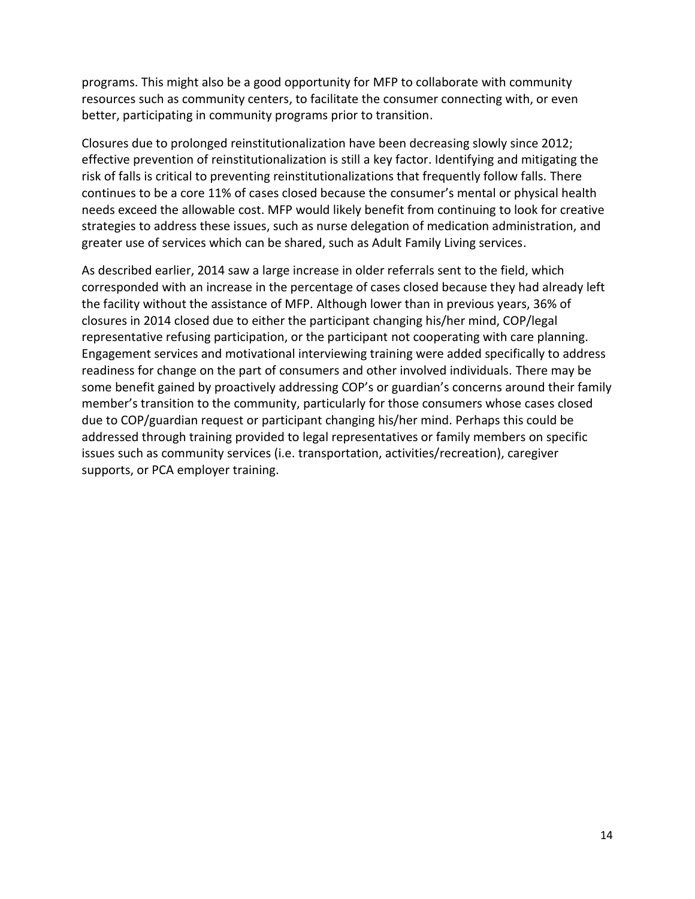programs. This might also be a good opportunity for MFP to collaborate with community resources such as community centers, to facilitate the consumer connecting with, or even better, participating in community programs prior to transition.

Closures due to prolonged reinstitutionalization have been decreasing slowly since 2012; effective prevention of reinstitutionalization is still a key factor. Identifying and mitigating the risk of falls is critical to preventing reinstitutionalizations that frequently follow falls. There continues to be a core 11% of cases closed because the consumer's mental or physical health needs exceed the allowable cost. MFP would likely benefit from continuing to look for creative strategies to address these issues, such as nurse delegation of medication administration, and greater use of services which can be shared, such as Adult Family Living services.

As described earlier, 2014 saw a large increase in older referrals sent to the field, which corresponded with an increase in the percentage of cases closed because they had already left the facility without the assistance of MFP. Although lower than in previous years, 36% of closures in 2014 closed due to either the participant changing his/her mind, COP/legal representative refusing participation, or the participant not cooperating with care planning. Engagement services and motivational interviewing training were added specifically to address readiness for change on the part of consumers and other involved individuals. There may be some benefit gained by proactively addressing COP's or guardian's concerns around their family member's transition to the community, particularly for those consumers whose cases closed due to COP/guardian request or participant changing his/her mind. Perhaps this could be addressed through training provided to legal representatives or family members on specific issues such as community services (i.e. transportation, activities/recreation), caregiver supports, or PCA employer training.